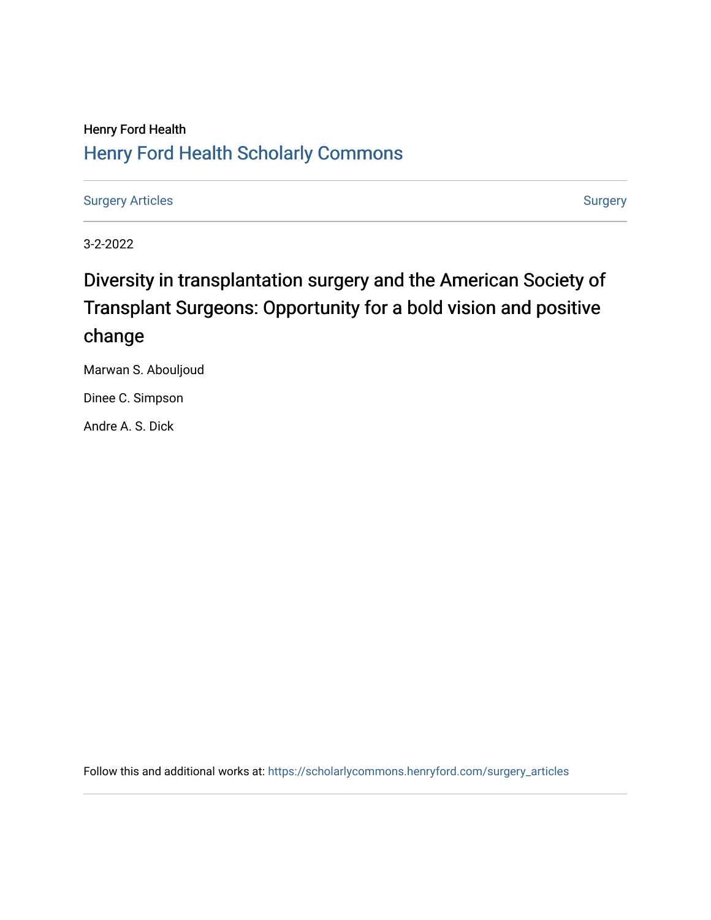Henry Ford Health

[Henry Ford Health Scholarly Commons](https://scholarlycommons.henryford.com)

Surgery Articles | Surgery

3-2-2022

# Diversity in transplantation surgery and the American Society of Transplant Surgeons: Opportunity for a bold vision and positive change

Marwan S. Abouljoud

Dinee C. Simpson

Andre A. S. Dick

Follow this and additional works at: https://scholarlycommons.henryford.com/surgery_articles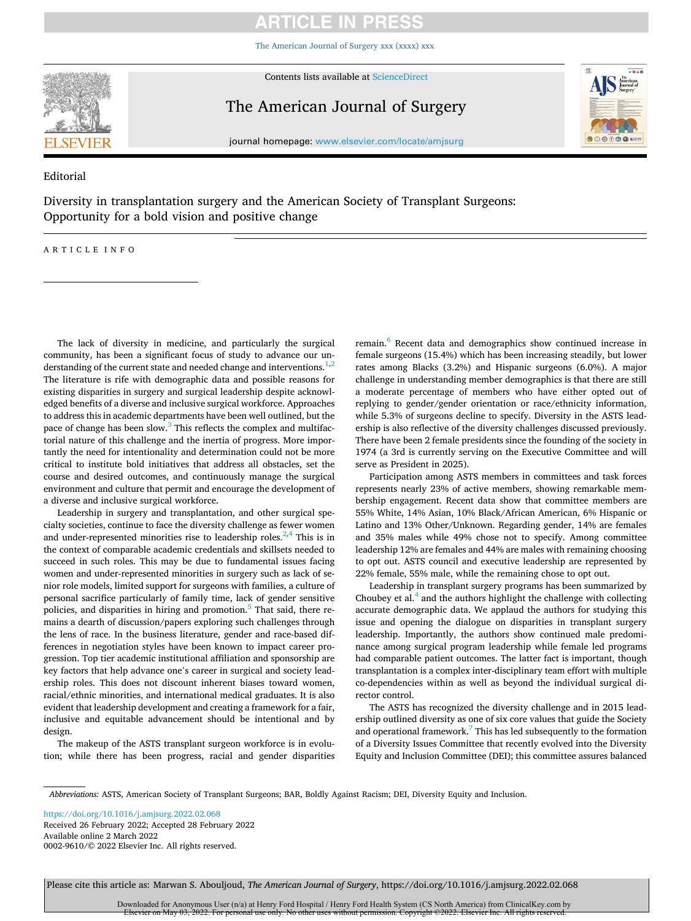Editorial

# Diversity in transplantation surgery and the American Society of Transplant Surgeons: Opportunity for a bold vision and positive change

ARTICLE INFO

The lack of diversity in medicine, and particularly the surgical community, has been a significant focus of study to advance our understanding of the current state and needed change and interventions.[1,2] The literature is rife with demographic data and possible reasons for existing disparities in surgery and surgical leadership despite acknowledged benefits of a diverse and inclusive surgical workforce. Approaches to address this in academic departments have been well outlined, but the pace of change has been slow.[3] This reflects the complex and multifactorial nature of this challenge and the inertia of progress. More importantly the need for intentionality and determination could not be more critical to institute bold initiatives that address all obstacles, set the course and desired outcomes, and continuously manage the surgical environment and culture that permit and encourage the development of a diverse and inclusive surgical workforce.

Leadership in surgery and transplantation, and other surgical specialty societies, continue to face the diversity challenge as fewer women and under-represented minorities rise to leadership roles.[2,4] This is in the context of comparable academic credentials and skillsets needed to succeed in such roles. This may be due to fundamental issues facing women and under-represented minorities in surgery such as lack of senior role models, limited support for surgeons with families, a culture of personal sacrifice particularly of family time, lack of gender sensitive policies, and disparities in hiring and promotion.[5] That said, there remains a dearth of discussion/papers exploring such challenges through the lens of race. In the business literature, gender and race-based differences in negotiation styles have been known to impact career progression. Top tier academic institutional affiliation and sponsorship are key factors that help advance one's career in surgical and society leadership roles. This does not discount inherent biases toward women, racial/ethnic minorities, and international medical graduates. It is also evident that leadership development and creating a framework for a fair, inclusive and equitable advancement should be intentional and by design.

The makeup of the ASTS transplant surgeon workforce is in evolution; while there has been progress, racial and gender disparities remain.[6] Recent data and demographics show continued increase in female surgeons (15.4%) which has been increasing steadily, but lower rates among Blacks (3.2%) and Hispanic surgeons (6.0%). A major challenge in understanding member demographics is that there are still a moderate percentage of members who have either opted out of replying to gender/gender orientation or race/ethnicity information, while 5.3% of surgeons decline to specify. Diversity in the ASTS leadership is also reflective of the diversity challenges discussed previously. There have been 2 female presidents since the founding of the society in 1974 (a 3rd is currently serving on the Executive Committee and will serve as President in 2025).

Participation among ASTS members in committees and task forces represents nearly 23% of active members, showing remarkable membership engagement. Recent data show that committee members are 55% White, 14% Asian, 10% Black/African American, 6% Hispanic or Latino and 13% Other/Unknown. Regarding gender, 14% are females and 35% males while 49% chose not to specify. Among committee leadership 12% are females and 44% are males with remaining choosing to opt out. ASTS council and executive leadership are represented by 22% female, 55% male, while the remaining chose to opt out.

Leadership in transplant surgery programs has been summarized by Choubey et al.[4] and the authors highlight the challenge with collecting accurate demographic data. We applaud the authors for studying this issue and opening the dialogue on disparities in transplant surgery leadership. Importantly, the authors show continued male predominance among surgical program leadership while female led programs had comparable patient outcomes. The latter fact is important, though transplantation is a complex inter-disciplinary team effort with multiple co-dependencies within as well as beyond the individual surgical director control.

The ASTS has recognized the diversity challenge and in 2015 leadership outlined diversity as one of six core values that guide the Society and operational framework.[7] This has led subsequently to the formation of a Diversity Issues Committee that recently evolved into the Diversity Equity and Inclusion Committee (DEI); this committee assures balanced

*Abbreviations:* ASTS, American Society of Transplant Surgeons; BAR, Boldly Against Racism; DEI, Diversity Equity and Inclusion.

https://doi.org/10.1016/j.amjsurg.2022.02.068
Received 26 February 2022; Accepted 28 February 2022
Available online 2 March 2022
0002-9610/© 2022 Elsevier Inc. All rights reserved.

Please cite this article as: Marwan S. Abouljoud, *The American Journal of Surgery*, https://doi.org/10.1016/j.amjsurg.2022.02.068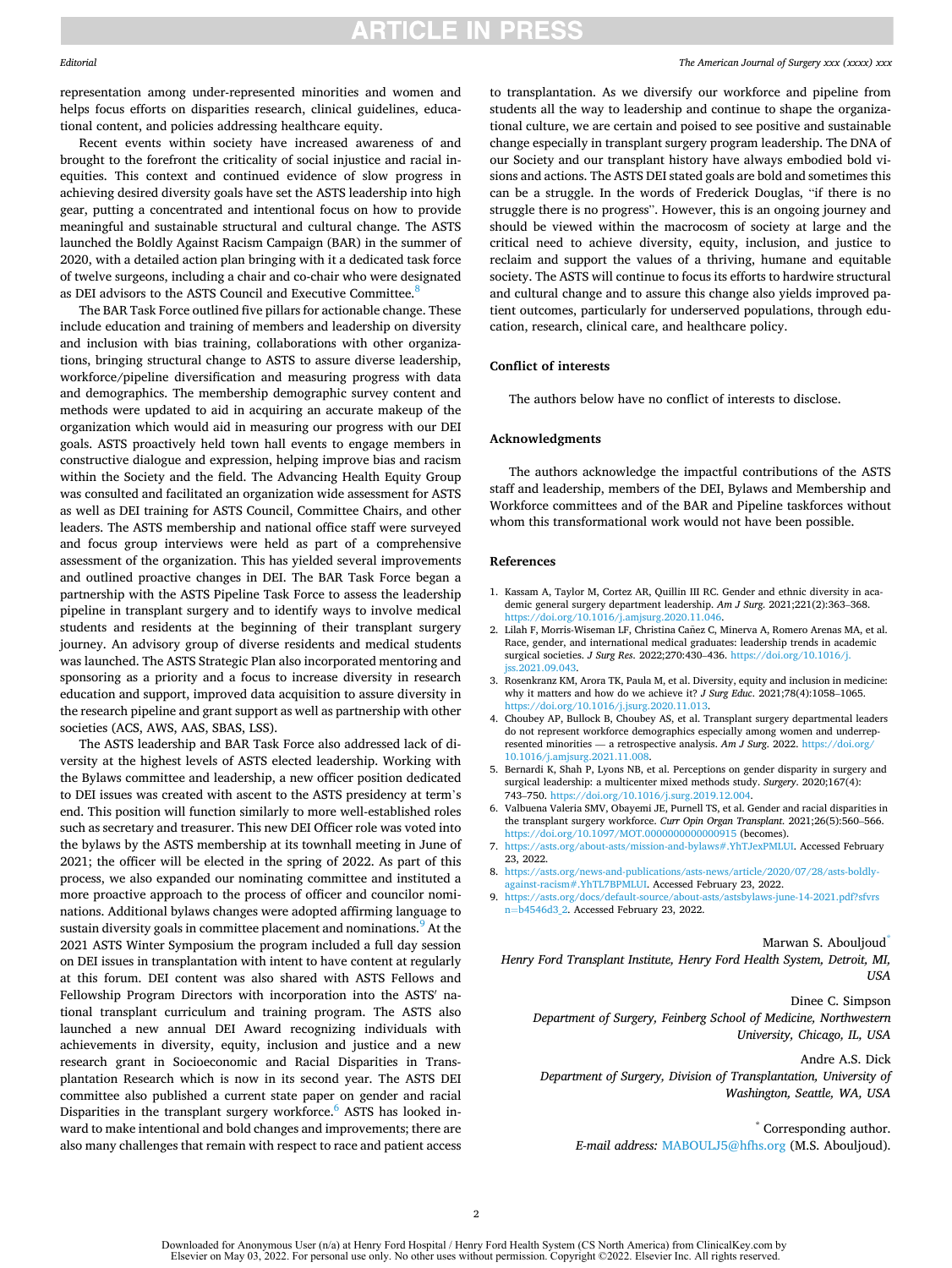representation among under-represented minorities and women and helps focus efforts on disparities research, clinical guidelines, educational content, and policies addressing healthcare equity.

Recent events within society have increased awareness of and brought to the forefront the criticality of social injustice and racial inequities. This context and continued evidence of slow progress in achieving desired diversity goals have set the ASTS leadership into high gear, putting a concentrated and intentional focus on how to provide meaningful and sustainable structural and cultural change. The ASTS launched the Boldly Against Racism Campaign (BAR) in the summer of 2020, with a detailed action plan bringing with it a dedicated task force of twelve surgeons, including a chair and co-chair who were designated as DEI advisors to the ASTS Council and Executive Committee.[8]

The BAR Task Force outlined five pillars for actionable change. These include education and training of members and leadership on diversity and inclusion with bias training, collaborations with other organizations, bringing structural change to ASTS to assure diverse leadership, workforce/pipeline diversification and measuring progress with data and demographics. The membership demographic survey content and methods were updated to aid in acquiring an accurate makeup of the organization which would aid in measuring our progress with our DEI goals. ASTS proactively held town hall events to engage members in constructive dialogue and expression, helping improve bias and racism within the Society and the field. The Advancing Health Equity Group was consulted and facilitated an organization wide assessment for ASTS as well as DEI training for ASTS Council, Committee Chairs, and other leaders. The ASTS membership and national office staff were surveyed and focus group interviews were held as part of a comprehensive assessment of the organization. This has yielded several improvements and outlined proactive changes in DEI. The BAR Task Force began a partnership with the ASTS Pipeline Task Force to assess the leadership pipeline in transplant surgery and to identify ways to involve medical students and residents at the beginning of their transplant surgery journey. An advisory group of diverse residents and medical students was launched. The ASTS Strategic Plan also incorporated mentoring and sponsoring as a priority and a focus to increase diversity in research education and support, improved data acquisition to assure diversity in the research pipeline and grant support as well as partnership with other societies (ACS, AWS, AAS, SBAS, LSS).

The ASTS leadership and BAR Task Force also addressed lack of diversity at the highest levels of ASTS elected leadership. Working with the Bylaws committee and leadership, a new officer position dedicated to DEI issues was created with ascent to the ASTS presidency at term's end. This position will function similarly to more well-established roles such as secretary and treasurer. This new DEI Officer role was voted into the bylaws by the ASTS membership at its townhall meeting in June of 2021; the officer will be elected in the spring of 2022. As part of this process, we also expanded our nominating committee and instituted a more proactive approach to the process of officer and councilor nominations. Additional bylaws changes were adopted affirming language to sustain diversity goals in committee placement and nominations.[9] At the 2021 ASTS Winter Symposium the program included a full day session on DEI issues in transplantation with intent to have content at regularly at this forum. DEI content was also shared with ASTS Fellows and Fellowship Program Directors with incorporation into the ASTS' national transplant curriculum and training program. The ASTS also launched a new annual DEI Award recognizing individuals with achievements in diversity, equity, inclusion and justice and a new research grant in Socioeconomic and Racial Disparities in Transplantation Research which is now in its second year. The ASTS DEI committee also published a current state paper on gender and racial Disparities in the transplant surgery workforce.[6] ASTS has looked inward to make intentional and bold changes and improvements; there are also many challenges that remain with respect to race and patient access to transplantation. As we diversify our workforce and pipeline from students all the way to leadership and continue to shape the organizational culture, we are certain and poised to see positive and sustainable change especially in transplant surgery program leadership. The DNA of our Society and our transplant history have always embodied bold visions and actions. The ASTS DEI stated goals are bold and sometimes this can be a struggle. In the words of Frederick Douglas, "if there is no struggle there is no progress". However, this is an ongoing journey and should be viewed within the macrocosm of society at large and the critical need to achieve diversity, equity, inclusion, and justice to reclaim and support the values of a thriving, humane and equitable society. The ASTS will continue to focus its efforts to hardwire structural and cultural change and to assure this change also yields improved patient outcomes, particularly for underserved populations, through education, research, clinical care, and healthcare policy.

## Conflict of interests

The authors below have no conflict of interests to disclose.

## Acknowledgments

The authors acknowledge the impactful contributions of the ASTS staff and leadership, members of the DEI, Bylaws and Membership and Workforce committees and of the BAR and Pipeline taskforces without whom this transformational work would not have been possible.

## References

1. Kassam A, Taylor M, Cortez AR, Quillin III RC. Gender and ethnic diversity in academic general surgery department leadership. *Am J Surg*. 2021;221(2):363–368. https://doi.org/10.1016/j.amjsurg.2020.11.046.
2. Lilah F, Morris-Wiseman LF, Christina Cañez C, Minerva A, Romero Arenas MA, et al. Race, gender, and international medical graduates: leadership trends in academic surgical societies. *J Surg Res*. 2022;270:430–436. https://doi.org/10.1016/j.jss.2021.09.043.
3. Rosenkranz KM, Arora TK, Paula M, et al. Diversity, equity and inclusion in medicine: why it matters and how do we achieve it? *J Surg Educ*. 2021;78(4):1058–1065. https://doi.org/10.1016/j.jsurg.2020.11.013.
4. Choubey AP, Bullock B, Choubey AS, et al. Transplant surgery departmental leaders do not represent workforce demographics especially among women and underrepresented minorities — a retrospective analysis. *Am J Surg*. 2022. https://doi.org/10.1016/j.amjsurg.2021.11.008.
5. Bernardi K, Shah P, Lyons NB, et al. Perceptions on gender disparity in surgery and surgical leadership: a multicenter mixed methods study. *Surgery*. 2020;167(4):743–750. https://doi.org/10.1016/j.surg.2019.12.004.
6. Valbuena Valeria SMV, Obayemi JE, Purnell TS, et al. Gender and racial disparities in the transplant surgery workforce. *Curr Opin Organ Transplant*. 2021;26(5):560–566. https://doi.org/10.1097/MOT.0000000000000915 (becomes).
7. https://asts.org/about-asts/mission-and-bylaws#.YhTJexPMLUI. Accessed February 23, 2022.
8. https://asts.org/news-and-publications/asts-news/article/2020/07/28/asts-boldly-against-racism#.YhTL7BPMLUI. Accessed February 23, 2022.
9. https://asts.org/docs/default-source/about-asts/astsbylaws-june-14-2021.pdf?sfvrsn=b4546d3_2. Accessed February 23, 2022.

Marwan S. Abouljoud*
*Henry Ford Transplant Institute, Henry Ford Health System, Detroit, MI, USA*

Dinee C. Simpson
*Department of Surgery, Feinberg School of Medicine, Northwestern University, Chicago, IL, USA*

Andre A.S. Dick
*Department of Surgery, Division of Transplantation, University of Washington, Seattle, WA, USA*

\* Corresponding author.
*E-mail address:* MABOULJ5@hfhs.org (M.S. Abouljoud).